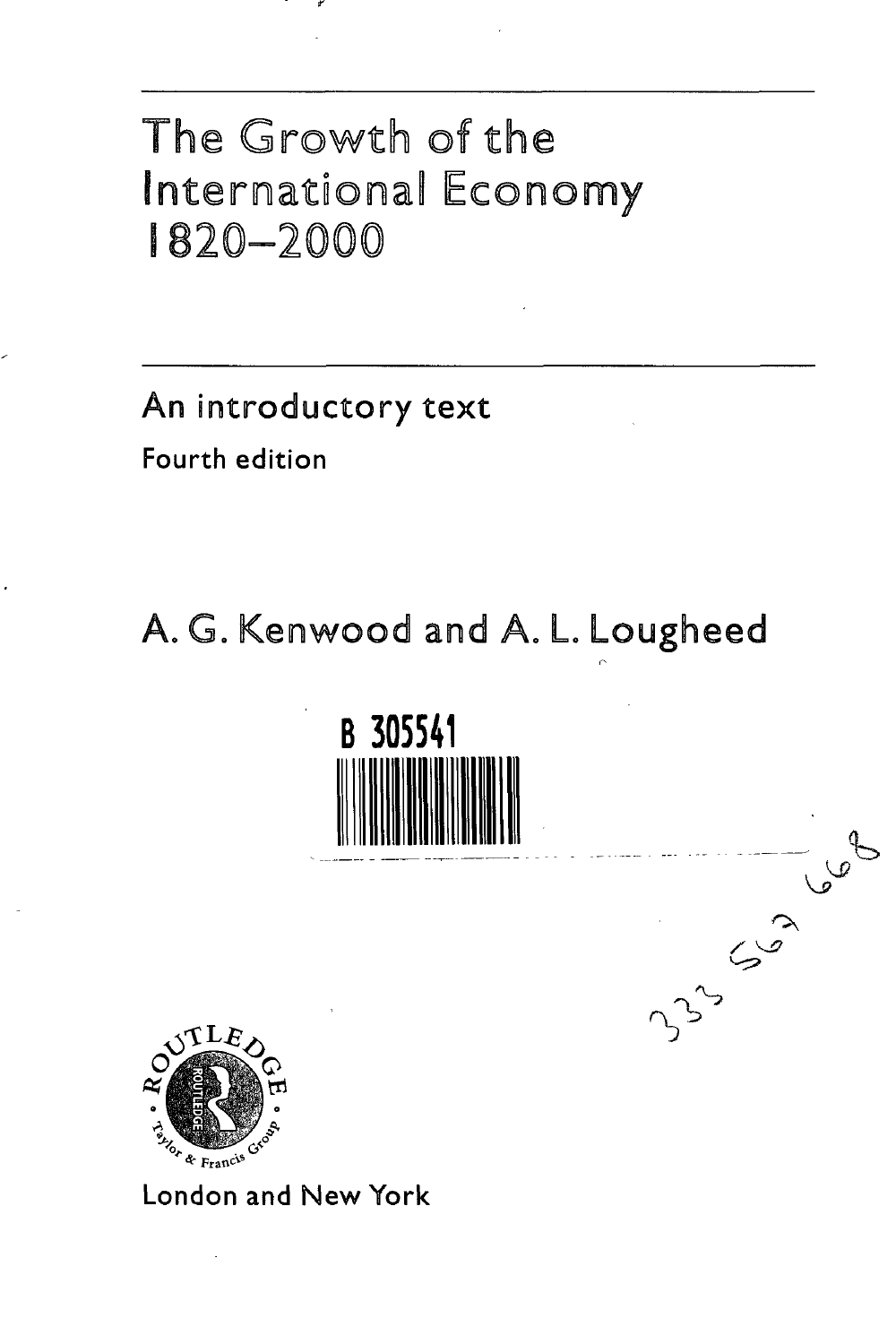# The Growth of the International Economy 1820–2000

## An introductory text

Fourth edition

A. G. Kenwood and A. L. Lougheed

B 305541

333 567 668

London and New York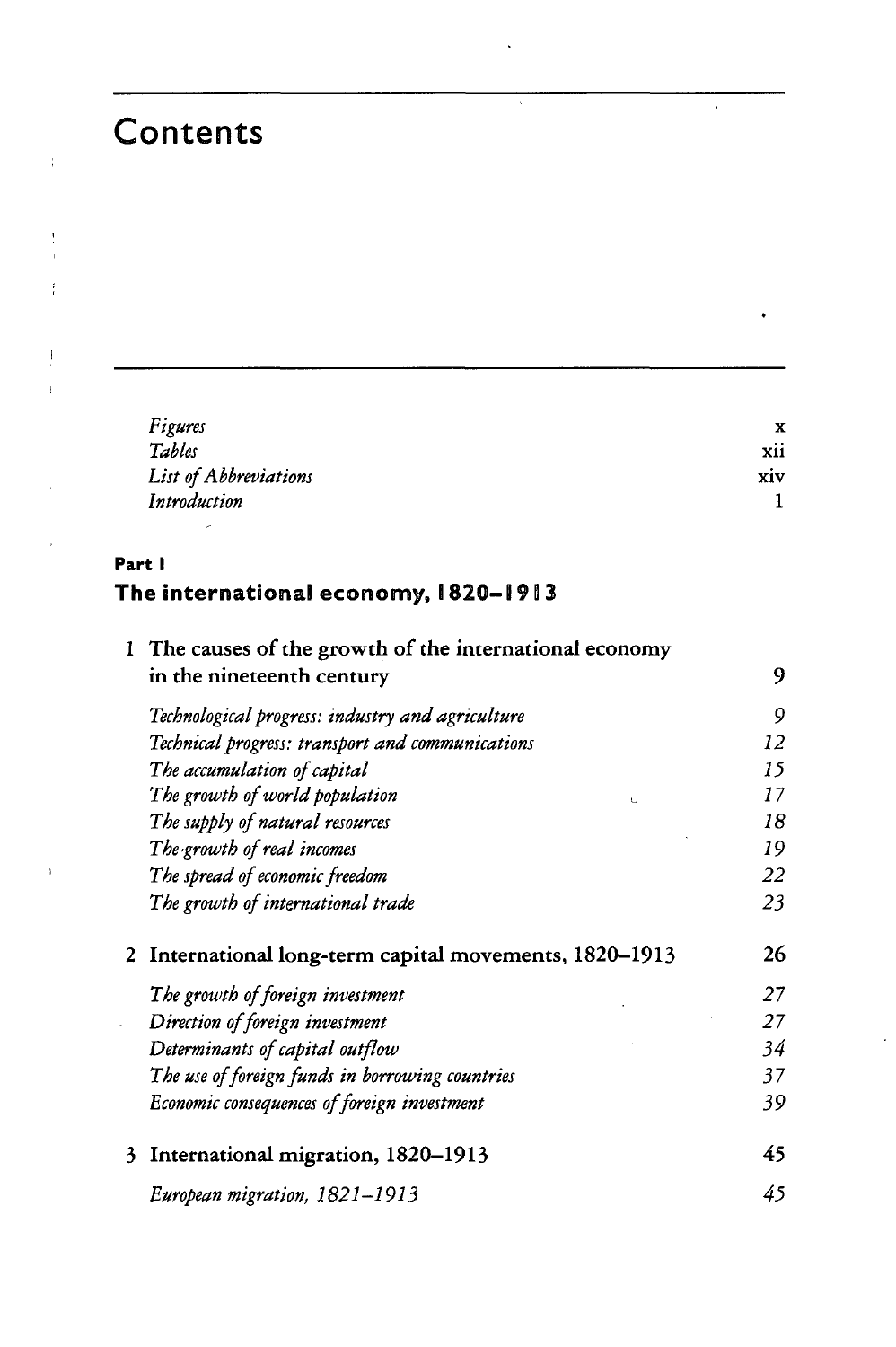# Contents

| | |
|---|---|
| *Figures* | x |
| *Tables* | xii |
| *List of Abbreviations* | xiv |
| *Introduction* | 1 |

## Part I
## The international economy, 1820–1913

| | |
|---|---|
| 1 The causes of the growth of the international economy in the nineteenth century | 9 |
| *Technological progress: industry and agriculture* | 9 |
| *Technical progress: transport and communications* | 12 |
| *The accumulation of capital* | 15 |
| *The growth of world population* | 17 |
| *The supply of natural resources* | 18 |
| *The growth of real incomes* | 19 |
| *The spread of economic freedom* | 22 |
| *The growth of international trade* | 23 |
| 2 International long-term capital movements, 1820–1913 | 26 |
| *The growth of foreign investment* | 27 |
| *Direction of foreign investment* | 27 |
| *Determinants of capital outflow* | 34 |
| *The use of foreign funds in borrowing countries* | 37 |
| *Economic consequences of foreign investment* | 39 |
| 3 International migration, 1820–1913 | 45 |
| *European migration, 1821–1913* | 45 |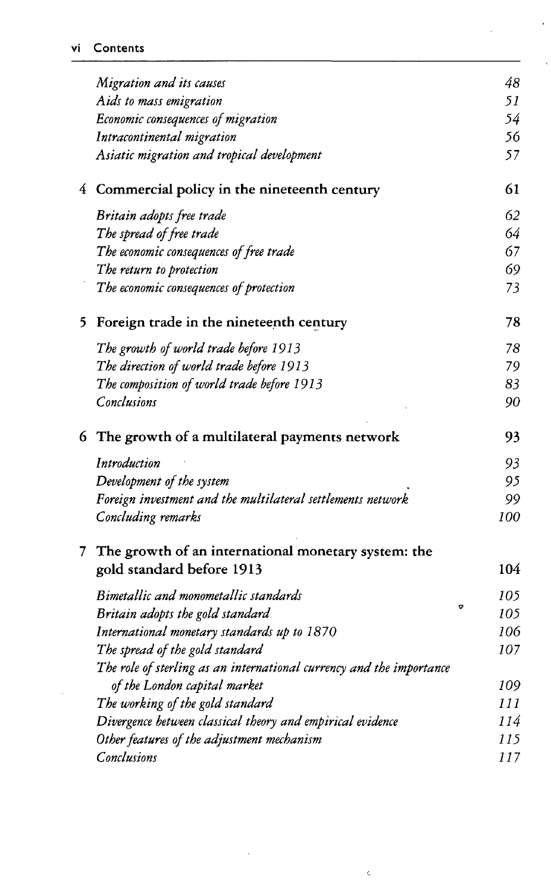| | |
|---|---|
| *Migration and its causes* | 48 |
| *Aids to mass emigration* | 51 |
| *Economic consequences of migration* | 54 |
| *Intracontinental migration* | 56 |
| *Asiatic migration and tropical development* | 57 |
| **4 Commercial policy in the nineteenth century** | **61** |
| *Britain adopts free trade* | 62 |
| *The spread of free trade* | 64 |
| *The economic consequences of free trade* | 67 |
| *The return to protection* | 69 |
| *The economic consequences of protection* | 73 |
| **5 Foreign trade in the nineteenth century** | **78** |
| *The growth of world trade before 1913* | 78 |
| *The direction of world trade before 1913* | 79 |
| *The composition of world trade before 1913* | 83 |
| *Conclusions* | 90 |
| **6 The growth of a multilateral payments network** | **93** |
| *Introduction* | 93 |
| *Development of the system* | 95 |
| *Foreign investment and the multilateral settlements network* | 99 |
| *Concluding remarks* | 100 |
| **7 The growth of an international monetary system: the gold standard before 1913** | **104** |
| *Bimetallic and monometallic standards* | 105 |
| *Britain adopts the gold standard* | 105 |
| *International monetary standards up to 1870* | 106 |
| *The spread of the gold standard* | 107 |
| *The role of sterling as an international currency and the importance of the London capital market* | 109 |
| *The working of the gold standard* | 111 |
| *Divergence between classical theory and empirical evidence* | 114 |
| *Other features of the adjustment mechanism* | 115 |
| *Conclusions* | 117 |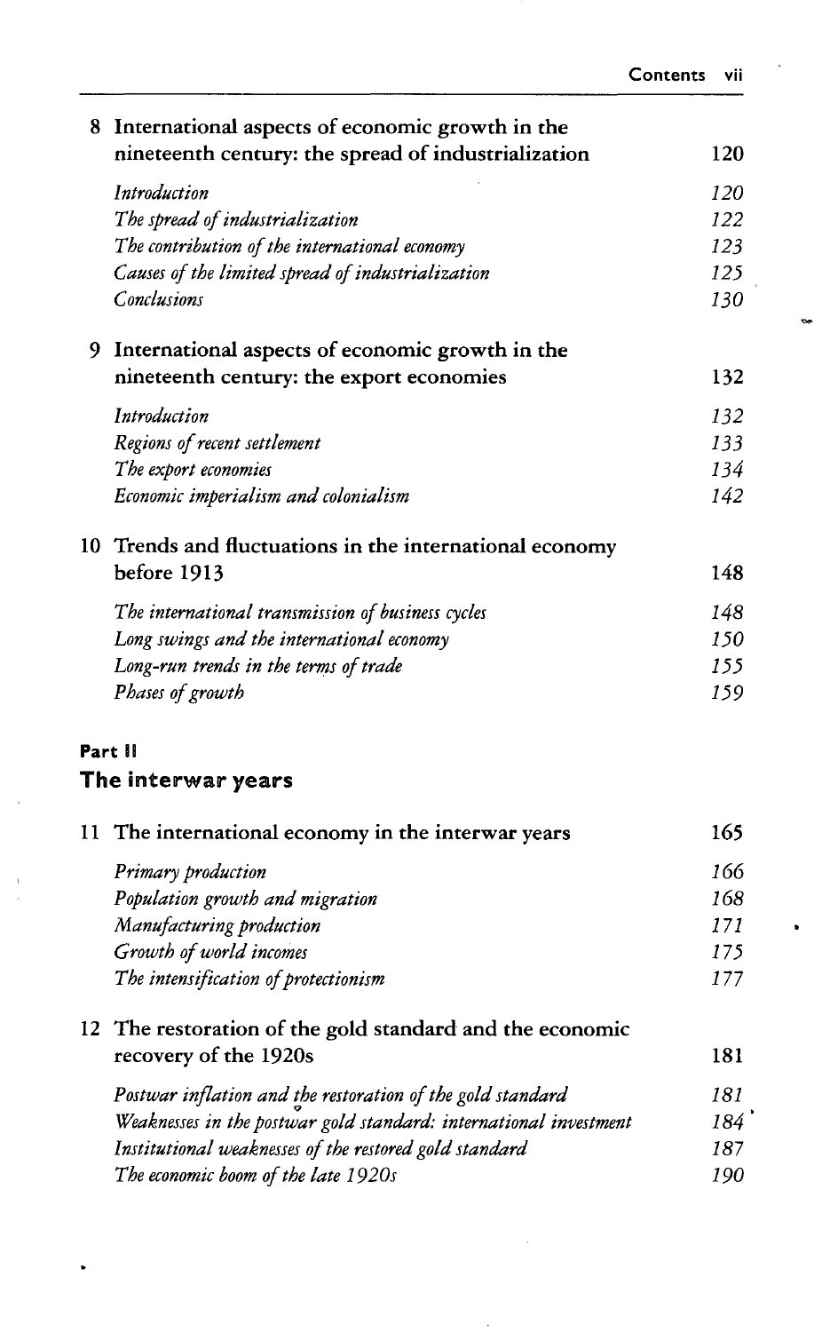| | | |
|---|---|---|
| **8** | **International aspects of economic growth in the nineteenth century: the spread of industrialization** | **120** |
| | *Introduction* | *120* |
| | *The spread of industrialization* | *122* |
| | *The contribution of the international economy* | *123* |
| | *Causes of the limited spread of industrialization* | *125* |
| | *Conclusions* | *130* |
| **9** | **International aspects of economic growth in the nineteenth century: the export economies** | **132** |
| | *Introduction* | *132* |
| | *Regions of recent settlement* | *133* |
| | *The export economies* | *134* |
| | *Economic imperialism and colonialism* | *142* |
| **10** | **Trends and fluctuations in the international economy before 1913** | **148** |
| | *The international transmission of business cycles* | *148* |
| | *Long swings and the international economy* | *150* |
| | *Long-run trends in the terms of trade* | *155* |
| | *Phases of growth* | *159* |

## Part II
## The interwar years

| | | |
|---|---|---|
| **11** | **The international economy in the interwar years** | **165** |
| | *Primary production* | *166* |
| | *Population growth and migration* | *168* |
| | *Manufacturing production* | *171* |
| | *Growth of world incomes* | *175* |
| | *The intensification of protectionism* | *177* |
| **12** | **The restoration of the gold standard and the economic recovery of the 1920s** | **181** |
| | *Postwar inflation and the restoration of the gold standard* | *181* |
| | *Weaknesses in the postwar gold standard: international investment* | *184* |
| | *Institutional weaknesses of the restored gold standard* | *187* |
| | *The economic boom of the late 1920s* | *190* |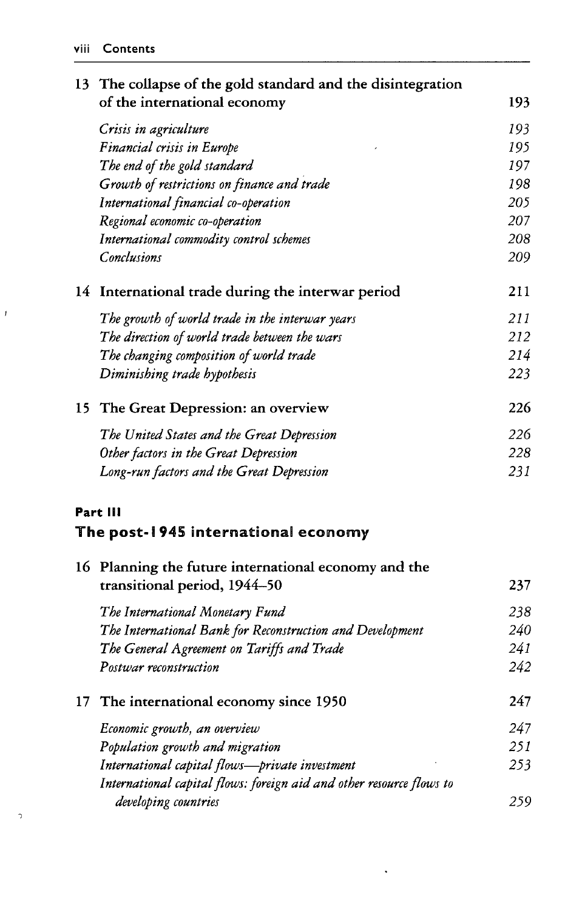| | |
|---|---|
| **13 The collapse of the gold standard and the disintegration of the international economy** | **193** |
| *Crisis in agriculture* | *193* |
| *Financial crisis in Europe* | *195* |
| *The end of the gold standard* | *197* |
| *Growth of restrictions on finance and trade* | *198* |
| *International financial co-operation* | *205* |
| *Regional economic co-operation* | *207* |
| *International commodity control schemes* | *208* |
| *Conclusions* | *209* |
| **14 International trade during the interwar period** | **211** |
| *The growth of world trade in the interwar years* | *211* |
| *The direction of world trade between the wars* | *212* |
| *The changing composition of world trade* | *214* |
| *Diminishing trade hypothesis* | *223* |
| **15 The Great Depression: an overview** | **226** |
| *The United States and the Great Depression* | *226* |
| *Other factors in the Great Depression* | *228* |
| *Long-run factors and the Great Depression* | *231* |

## Part III
## The post-1945 international economy

| | |
|---|---|
| **16 Planning the future international economy and the transitional period, 1944–50** | **237** |
| *The International Monetary Fund* | *238* |
| *The International Bank for Reconstruction and Development* | *240* |
| *The General Agreement on Tariffs and Trade* | *241* |
| *Postwar reconstruction* | *242* |
| **17 The international economy since 1950** | **247** |
| *Economic growth, an overview* | *247* |
| *Population growth and migration* | *251* |
| *International capital flows—private investment* | *253* |
| *International capital flows: foreign aid and other resource flows to developing countries* | *259* |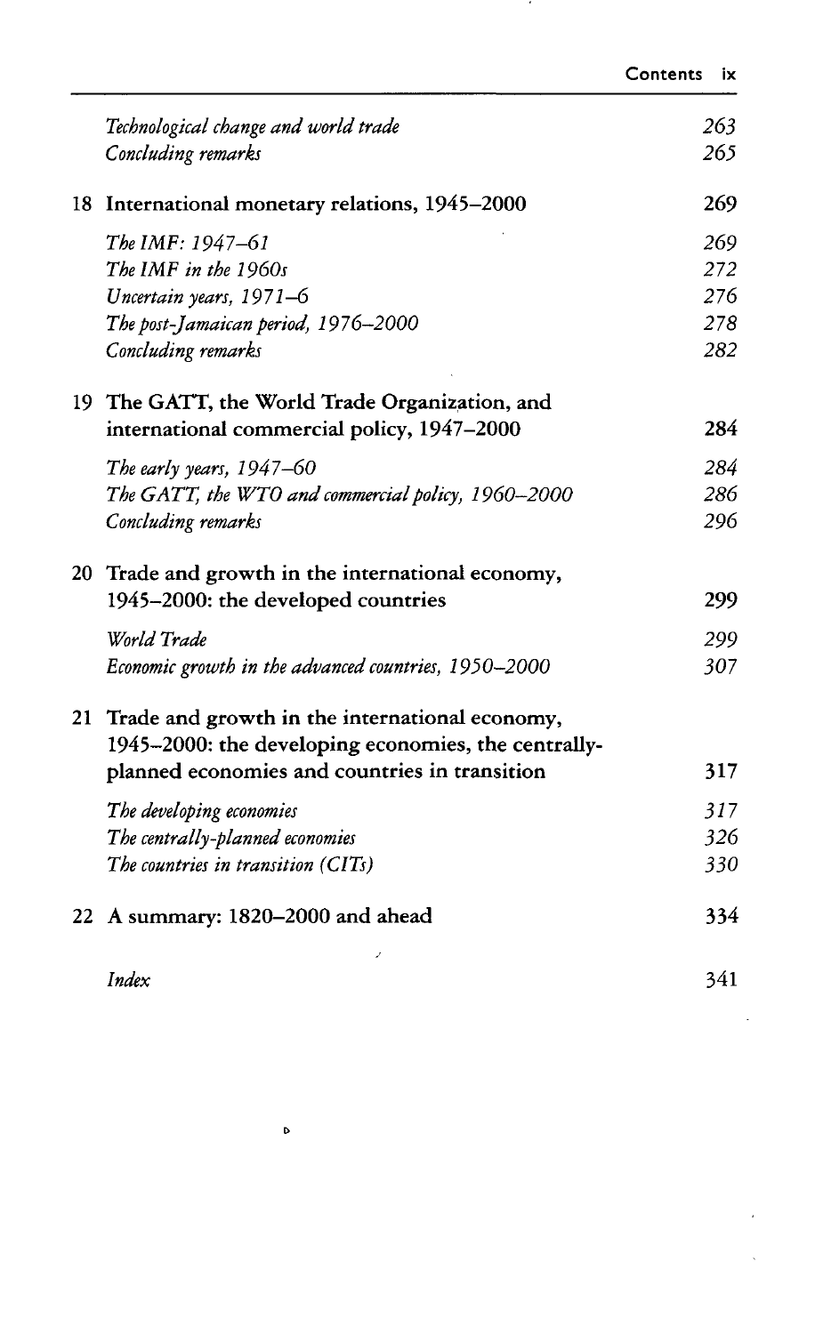| | |
|---|---|
| *Technological change and world trade* | *263* |
| *Concluding remarks* | *265* |
| **18 International monetary relations, 1945–2000** | **269** |
| *The IMF: 1947–61* | *269* |
| *The IMF in the 1960s* | *272* |
| *Uncertain years, 1971–6* | *276* |
| *The post-Jamaican period, 1976–2000* | *278* |
| *Concluding remarks* | *282* |
| **19 The GATT, the World Trade Organization, and international commercial policy, 1947–2000** | **284** |
| *The early years, 1947–60* | *284* |
| *The GATT, the WTO and commercial policy, 1960–2000* | *286* |
| *Concluding remarks* | *296* |
| **20 Trade and growth in the international economy, 1945–2000: the developed countries** | **299** |
| *World Trade* | *299* |
| *Economic growth in the advanced countries, 1950–2000* | *307* |
| **21 Trade and growth in the international economy, 1945–2000: the developing economies, the centrally-planned economies and countries in transition** | **317** |
| *The developing economies* | *317* |
| *The centrally-planned economies* | *326* |
| *The countries in transition (CITs)* | *330* |
| **22 A summary: 1820–2000 and ahead** | **334** |
| *Index* | 341 |